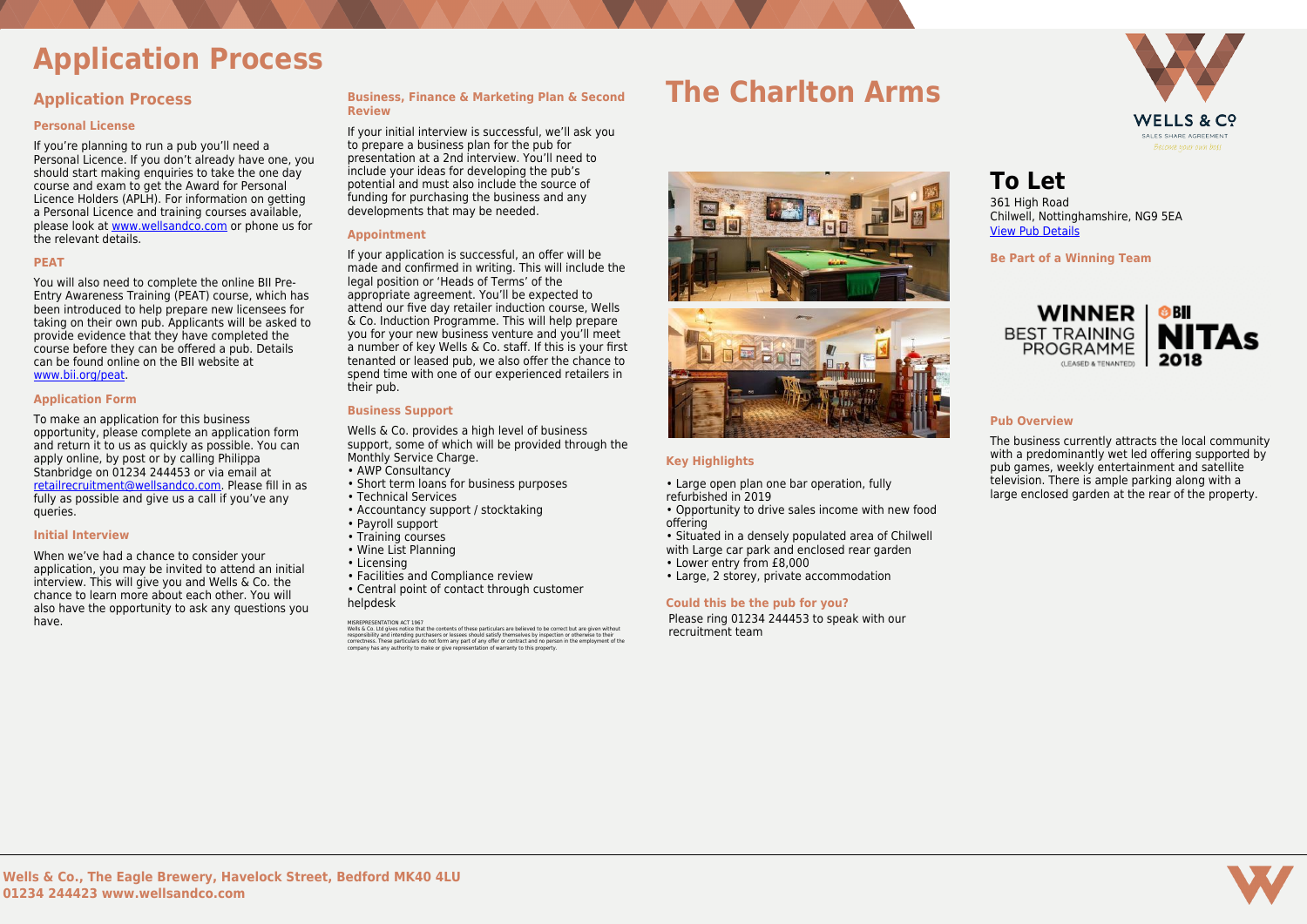# Application Process

## Application Process

### Personal License

If you're planning to run a pub you'll need a Personal Licence. If you don't already have one, you should start making enquiries to take the one day course and exam to get the Award for Personal Licence Holders (APLH). For information on getting a Personal Licence and training courses available, please look at www.wellsandco.com or phone us for the relevant details.

### PEAT

You will also need to complete the online BII Pre-Entry Awareness Training (PEAT) course, which has been introduced to help prepare new licensees for taking on their own pub. Applicants will be asked to provide evidence that they have completed the course before they can be offered a pub. Details can be found online on the BII website at www.bii.org/peat.

### Application Form

To make an application for this business opportunity, please complete an application form and return it to us as quickly as possible. You can apply online, by post or by calling Philippa Stanbridge on 01234 244453 or via email at retailrecruitment@wellsandco.com. Please fill in as fully as possible and give us a call if you've any queries.

### Initial Interview

When we've had a chance to consider your application, you may be invited to attend an initial interview. This will give you and Wells & Co. the chance to learn more about each other. You will also have the opportunity to ask any questions you have.

### Business, Finance & Marketing Plan & Second Review

If your initial interview is successful, we'll ask you to prepare a business plan for the pub for presentation at a 2nd interview. You'll need to include your ideas for developing the pub's potential and must also include the source of funding for purchasing the business and any developments that may be needed.

### Appointment

If your application is successful, an offer will be made and confirmed in writing. This will include the legal position or 'Heads of Terms' of the appropriate agreement. You'll be expected to attend our five day retailer induction course, Wells & Co. Induction Programme. This will help prepare you for your new business venture and you'll meet a number of key Wells & Co. staff. If this is your first tenanted or leased pub, we also offer the chance to spend time with one of our experienced retailers in their pub.

### Business Support

Wells & Co. provides a high level of business support, some of which will be provided through the Monthly Service Charge.

- AWP Consultancy
- Short term loans for business purposes
- Technical Services
- Accountancy support / stocktaking
- Payroll support
- Training courses
- Wine List Planning
- Licensing
- Facilities and Compliance review
- Central point of contact through customer helpdesk

MISREPRESENTATION ACT 1967
Wells & Co. Ltd gives notice that the contents of these particulars are believed to be correct but are given without responsibility and intending purchasers or lessees should satisfy themselves by inspection or otherwise to their correctness. These particulars do not form any part of any offer or contract and no person in the employment of the company has any authority to make or give representation of warranty to this property.

# The Charlton Arms

WELLS & CO
SALES SHARE AGREEMENT
Become your own boss

## To Let

361 High Road
Chilwell, Nottinghamshire, NG9 5EA
View Pub Details

### Be Part of a Winning Team

WINNER BEST TRAINING PROGRAMME (LEASED & TENANTED) | BII NITAs 2018

### Key Highlights

- Large open plan one bar operation, fully refurbished in 2019
- Opportunity to drive sales income with new food offering
- Situated in a densely populated area of Chilwell with Large car park and enclosed rear garden
- Lower entry from £8,000
- Large, 2 storey, private accommodation

### Could this be the pub for you?

Please ring 01234 244453 to speak with our recruitment team

### Pub Overview

The business currently attracts the local community with a predominantly wet led offering supported by pub games, weekly entertainment and satellite television. There is ample parking along with a large enclosed garden at the rear of the property.

**Wells & Co., The Eagle Brewery, Havelock Street, Bedford MK40 4LU**
**01234 244423 www.wellsandco.com**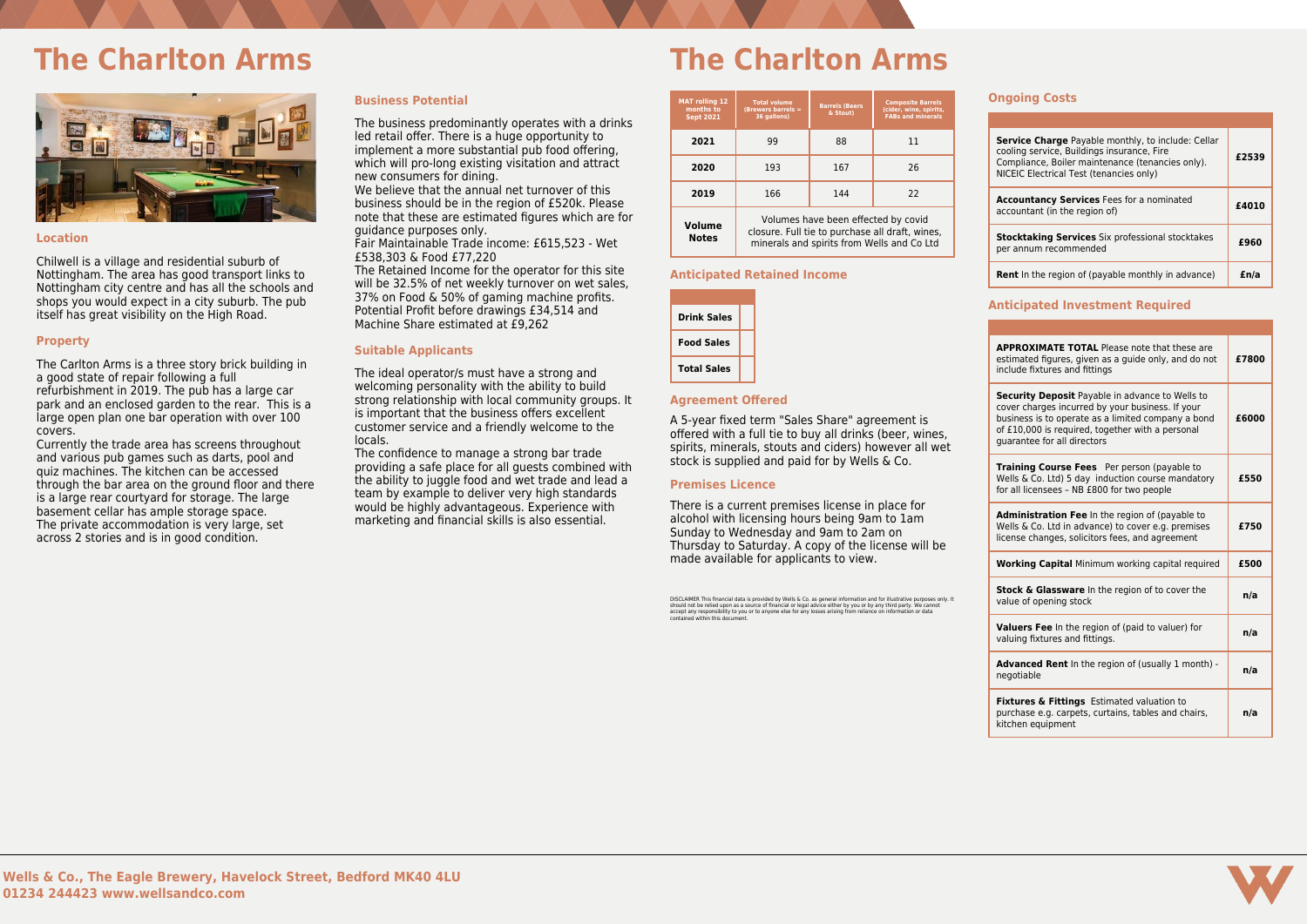# The Charlton Arms

## Location

Chilwell is a village and residential suburb of Nottingham. The area has good transport links to Nottingham city centre and has all the schools and shops you would expect in a city suburb. The pub itself has great visibility on the High Road.

## Property

The Carlton Arms is a three story brick building in a good state of repair following a full refurbishment in 2019. The pub has a large car park and an enclosed garden to the rear. This is a large open plan one bar operation with over 100 covers.

Currently the trade area has screens throughout and various pub games such as darts, pool and quiz machines. The kitchen can be accessed through the bar area on the ground floor and there is a large rear courtyard for storage. The large basement cellar has ample storage space.
The private accommodation is very large, set across 2 stories and is in good condition.

## Business Potential

The business predominantly operates with a drinks led retail offer. There is a huge opportunity to implement a more substantial pub food offering, which will pro-long existing visitation and attract new consumers for dining.
We believe that the annual net turnover of this business should be in the region of £520k. Please note that these are estimated figures which are for guidance purposes only.
Fair Maintainable Trade income: £615,523 - Wet £538,303 & Food £77,220
The Retained Income for the operator for this site will be 32.5% of net weekly turnover on wet sales, 37% on Food & 50% of gaming machine profits.
Potential Profit before drawings £34,514 and Machine Share estimated at £9,262

## Suitable Applicants

The ideal operator/s must have a strong and welcoming personality with the ability to build strong relationship with local community groups. It is important that the business offers excellent customer service and a friendly welcome to the locals.
The confidence to manage a strong bar trade providing a safe place for all guests combined with the ability to juggle food and wet trade and lead a team by example to deliver very high standards would be highly advantageous. Experience with marketing and financial skills is also essential.

# The Charlton Arms

| MAT rolling 12 months to Sept 2021 | Total volume (Brewers barrels = 36 gallons) | Barrels (Beers & Stout) | Composite Barrels (cider, wine, spirits, FABs and minerals |
|---|---|---|---|
| 2021 | 99 | 88 | 11 |
| 2020 | 193 | 167 | 26 |
| 2019 | 166 | 144 | 22 |
| Volume Notes | Volumes have been effected by covid closure. Full tie to purchase all draft, wines, minerals and spirits from Wells and Co Ltd | | |

## Anticipated Retained Income

| | |
|---|---|
| Drink Sales | |
| Food Sales | |
| Total Sales | |

## Agreement Offered

A 5-year fixed term "Sales Share" agreement is offered with a full tie to buy all drinks (beer, wines, spirits, minerals, stouts and ciders) however all wet stock is supplied and paid for by Wells & Co.

## Premises Licence

There is a current premises license in place for alcohol with licensing hours being 9am to 1am Sunday to Wednesday and 9am to 2am on Thursday to Saturday. A copy of the license will be made available for applicants to view.

DISCLAIMER This financial data is provided by Wells & Co. as general information and for illustrative purposes only. It should not be relied upon as a source of financial or legal advice either by you or by any third party. We cannot accept any responsibility to you or to anyone else for any losses arising from reliance on information or data contained within this document.

## Ongoing Costs

| | |
|---|---|
| **Service Charge** Payable monthly, to include: Cellar cooling service, Buildings insurance, Fire Compliance, Boiler maintenance (tenancies only). NICEIC Electrical Test (tenancies only) | £2539 |
| **Accountancy Services** Fees for a nominated accountant (in the region of) | £4010 |
| **Stocktaking Services** Six professional stocktakes per annum recommended | £960 |
| **Rent** In the region of (payable monthly in advance) | £n/a |

## Anticipated Investment Required

| | |
|---|---|
| **APPROXIMATE TOTAL** Please note that these are estimated figures, given as a guide only, and do not include fixtures and fittings | £7800 |
| **Security Deposit** Payable in advance to Wells to cover charges incurred by your business. If your business is to operate as a limited company a bond of £10,000 is required, together with a personal guarantee for all directors | £6000 |
| **Training Course Fees** Per person (payable to Wells & Co. Ltd) 5 day induction course mandatory for all licensees – NB £800 for two people | £550 |
| **Administration Fee** In the region of (payable to Wells & Co. Ltd in advance) to cover e.g. premises license changes, solicitors fees, and agreement | £750 |
| **Working Capital** Minimum working capital required | £500 |
| **Stock & Glassware** In the region of to cover the value of opening stock | n/a |
| **Valuers Fee** In the region of (paid to valuer) for valuing fixtures and fittings. | n/a |
| **Advanced Rent** In the region of (usually 1 month) - negotiable | n/a |
| **Fixtures & Fittings** Estimated valuation to purchase e.g. carpets, curtains, tables and chairs, kitchen equipment | n/a |

**Wells & Co., The Eagle Brewery, Havelock Street, Bedford MK40 4LU**
**01234 244423 www.wellsandco.com**